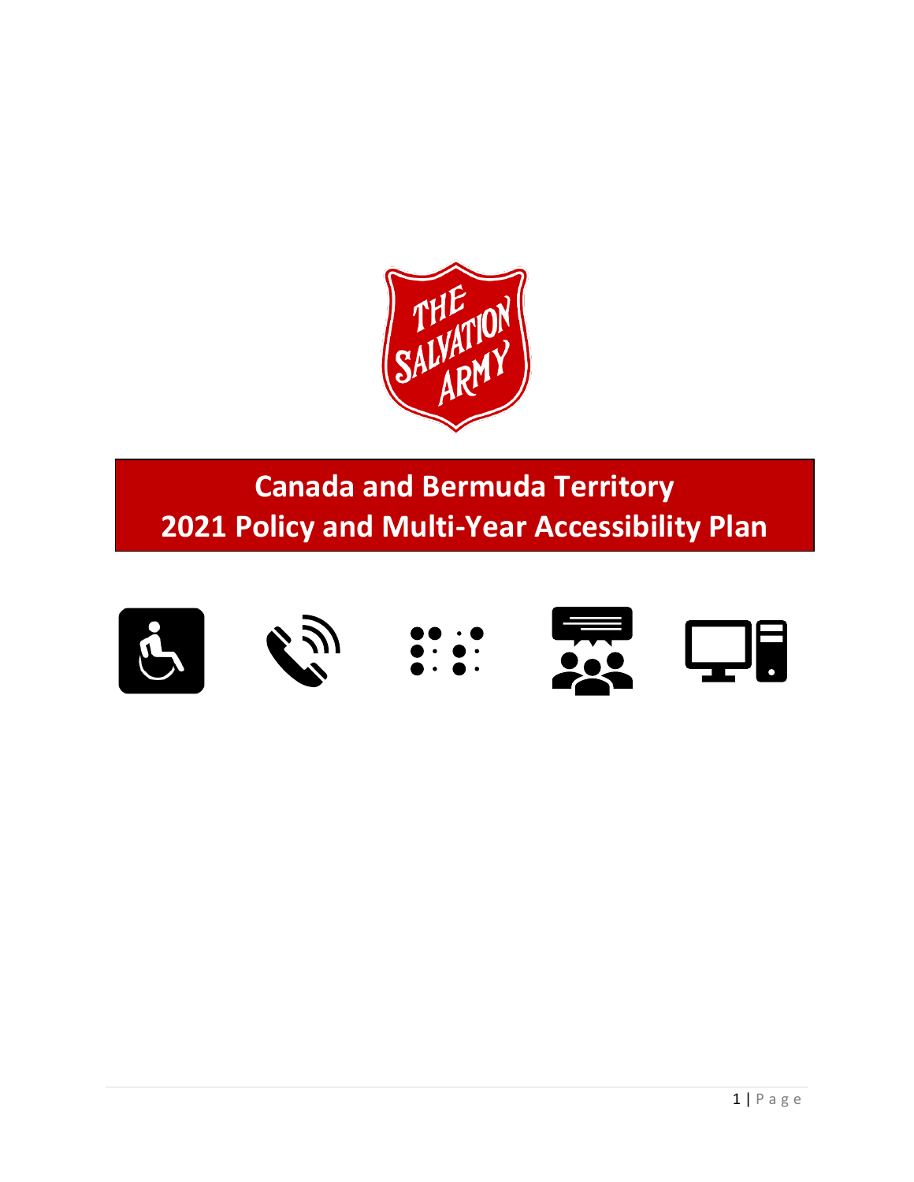# Canada and Bermuda Territory
# 2021 Policy and Multi-Year Accessibility Plan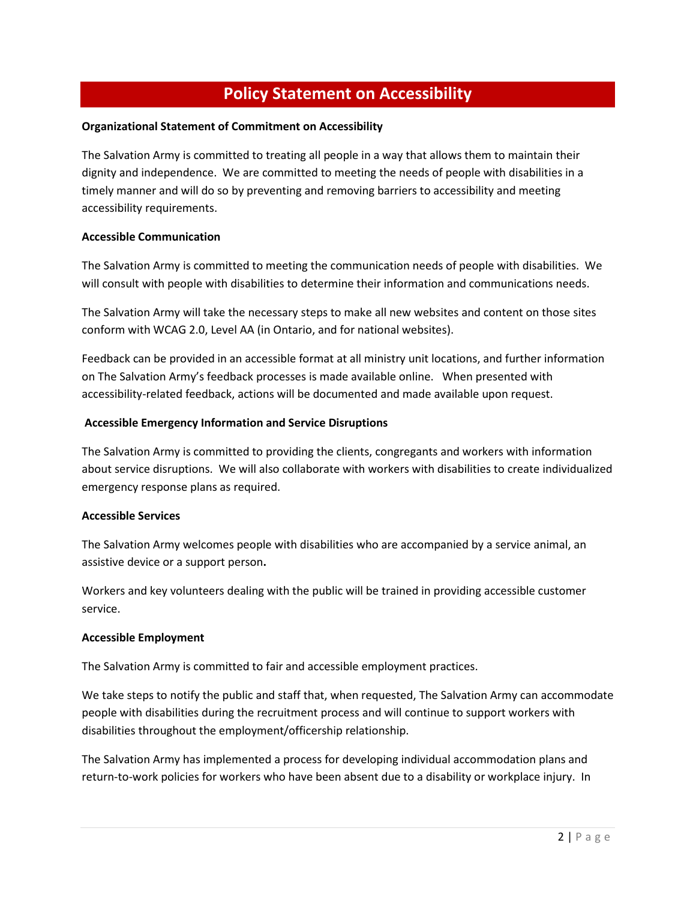# Policy Statement on Accessibility

**Organizational Statement of Commitment on Accessibility**

The Salvation Army is committed to treating all people in a way that allows them to maintain their dignity and independence. We are committed to meeting the needs of people with disabilities in a timely manner and will do so by preventing and removing barriers to accessibility and meeting accessibility requirements.

**Accessible Communication**

The Salvation Army is committed to meeting the communication needs of people with disabilities. We will consult with people with disabilities to determine their information and communications needs.

The Salvation Army will take the necessary steps to make all new websites and content on those sites conform with WCAG 2.0, Level AA (in Ontario, and for national websites).

Feedback can be provided in an accessible format at all ministry unit locations, and further information on The Salvation Army's feedback processes is made available online. When presented with accessibility-related feedback, actions will be documented and made available upon request.

**Accessible Emergency Information and Service Disruptions**

The Salvation Army is committed to providing the clients, congregants and workers with information about service disruptions. We will also collaborate with workers with disabilities to create individualized emergency response plans as required.

**Accessible Services**

The Salvation Army welcomes people with disabilities who are accompanied by a service animal, an assistive device or a support person.

Workers and key volunteers dealing with the public will be trained in providing accessible customer service.

**Accessible Employment**

The Salvation Army is committed to fair and accessible employment practices.

We take steps to notify the public and staff that, when requested, The Salvation Army can accommodate people with disabilities during the recruitment process and will continue to support workers with disabilities throughout the employment/officership relationship.

The Salvation Army has implemented a process for developing individual accommodation plans and return-to-work policies for workers who have been absent due to a disability or workplace injury. In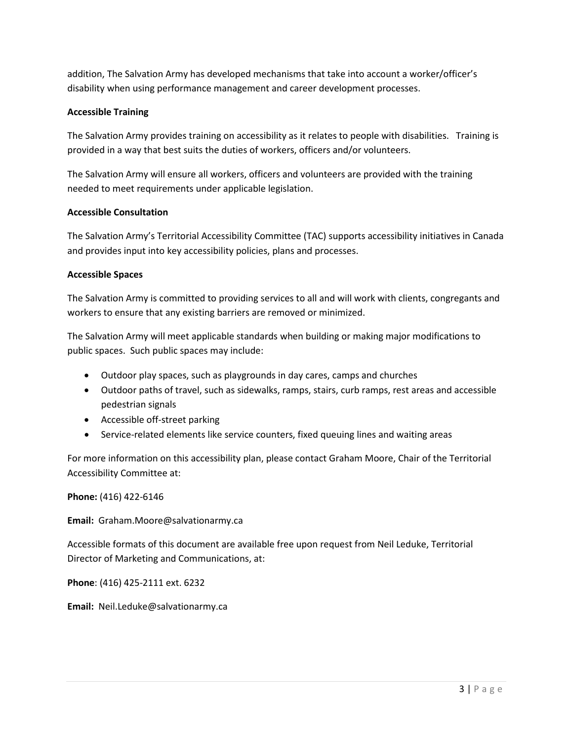addition, The Salvation Army has developed mechanisms that take into account a worker/officer's disability when using performance management and career development processes.

**Accessible Training**

The Salvation Army provides training on accessibility as it relates to people with disabilities. Training is provided in a way that best suits the duties of workers, officers and/or volunteers.

The Salvation Army will ensure all workers, officers and volunteers are provided with the training needed to meet requirements under applicable legislation.

**Accessible Consultation**

The Salvation Army's Territorial Accessibility Committee (TAC) supports accessibility initiatives in Canada and provides input into key accessibility policies, plans and processes.

**Accessible Spaces**

The Salvation Army is committed to providing services to all and will work with clients, congregants and workers to ensure that any existing barriers are removed or minimized.

The Salvation Army will meet applicable standards when building or making major modifications to public spaces. Such public spaces may include:

- Outdoor play spaces, such as playgrounds in day cares, camps and churches
- Outdoor paths of travel, such as sidewalks, ramps, stairs, curb ramps, rest areas and accessible pedestrian signals
- Accessible off-street parking
- Service-related elements like service counters, fixed queuing lines and waiting areas

For more information on this accessibility plan, please contact Graham Moore, Chair of the Territorial Accessibility Committee at:

**Phone:** (416) 422-6146

**Email:** Graham.Moore@salvationarmy.ca

Accessible formats of this document are available free upon request from Neil Leduke, Territorial Director of Marketing and Communications, at:

**Phone**: (416) 425-2111 ext. 6232

**Email:** Neil.Leduke@salvationarmy.ca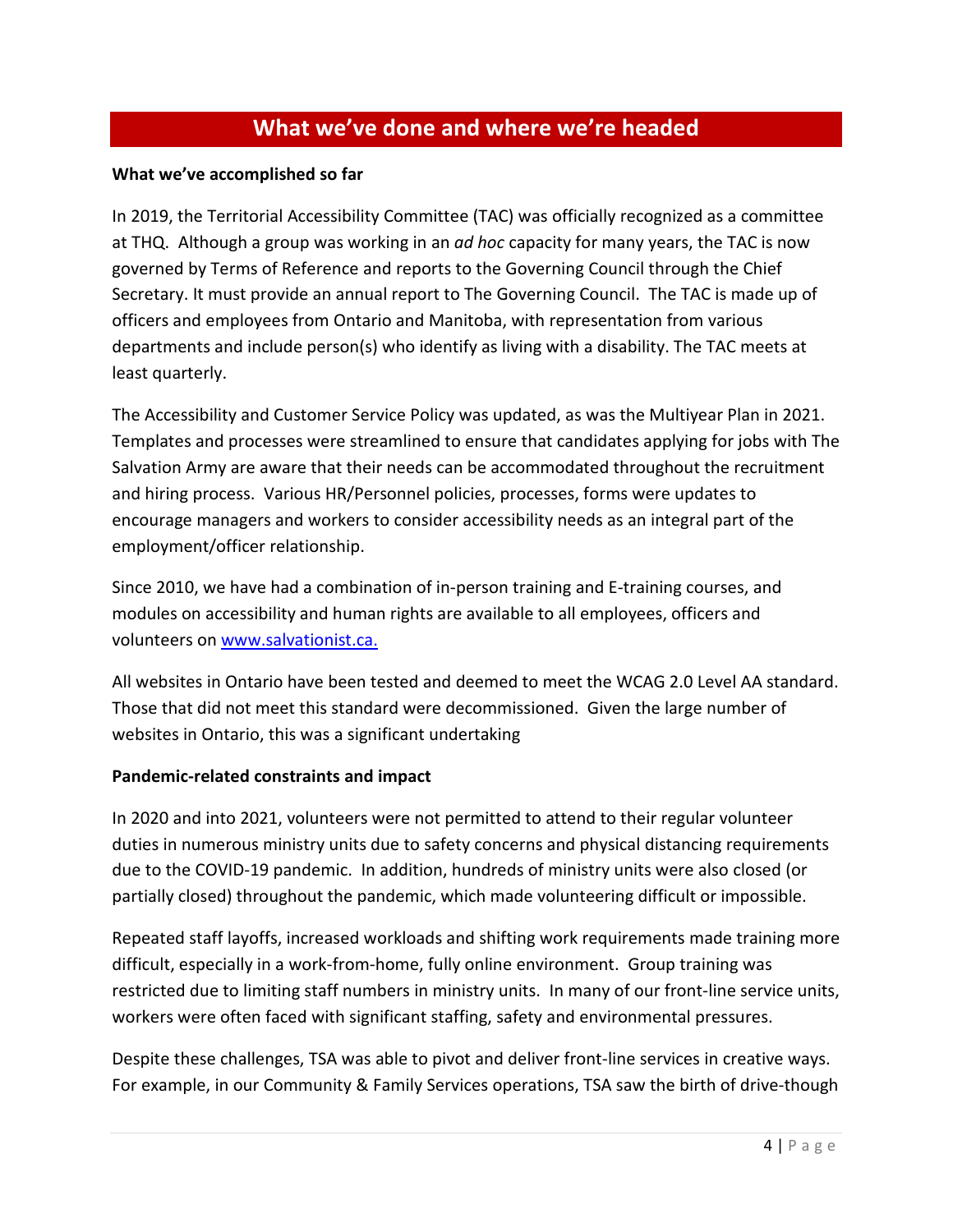## What we've done and where we're headed

**What we've accomplished so far**

In 2019, the Territorial Accessibility Committee (TAC) was officially recognized as a committee at THQ. Although a group was working in an *ad hoc* capacity for many years, the TAC is now governed by Terms of Reference and reports to the Governing Council through the Chief Secretary. It must provide an annual report to The Governing Council. The TAC is made up of officers and employees from Ontario and Manitoba, with representation from various departments and include person(s) who identify as living with a disability. The TAC meets at least quarterly.

The Accessibility and Customer Service Policy was updated, as was the Multiyear Plan in 2021. Templates and processes were streamlined to ensure that candidates applying for jobs with The Salvation Army are aware that their needs can be accommodated throughout the recruitment and hiring process. Various HR/Personnel policies, processes, forms were updates to encourage managers and workers to consider accessibility needs as an integral part of the employment/officer relationship.

Since 2010, we have had a combination of in-person training and E-training courses, and modules on accessibility and human rights are available to all employees, officers and volunteers on [www.salvationist.ca.](http://www.salvationist.ca)

All websites in Ontario have been tested and deemed to meet the WCAG 2.0 Level AA standard. Those that did not meet this standard were decommissioned. Given the large number of websites in Ontario, this was a significant undertaking

**Pandemic-related constraints and impact**

In 2020 and into 2021, volunteers were not permitted to attend to their regular volunteer duties in numerous ministry units due to safety concerns and physical distancing requirements due to the COVID-19 pandemic. In addition, hundreds of ministry units were also closed (or partially closed) throughout the pandemic, which made volunteering difficult or impossible.

Repeated staff layoffs, increased workloads and shifting work requirements made training more difficult, especially in a work-from-home, fully online environment. Group training was restricted due to limiting staff numbers in ministry units. In many of our front-line service units, workers were often faced with significant staffing, safety and environmental pressures.

Despite these challenges, TSA was able to pivot and deliver front-line services in creative ways. For example, in our Community & Family Services operations, TSA saw the birth of drive-though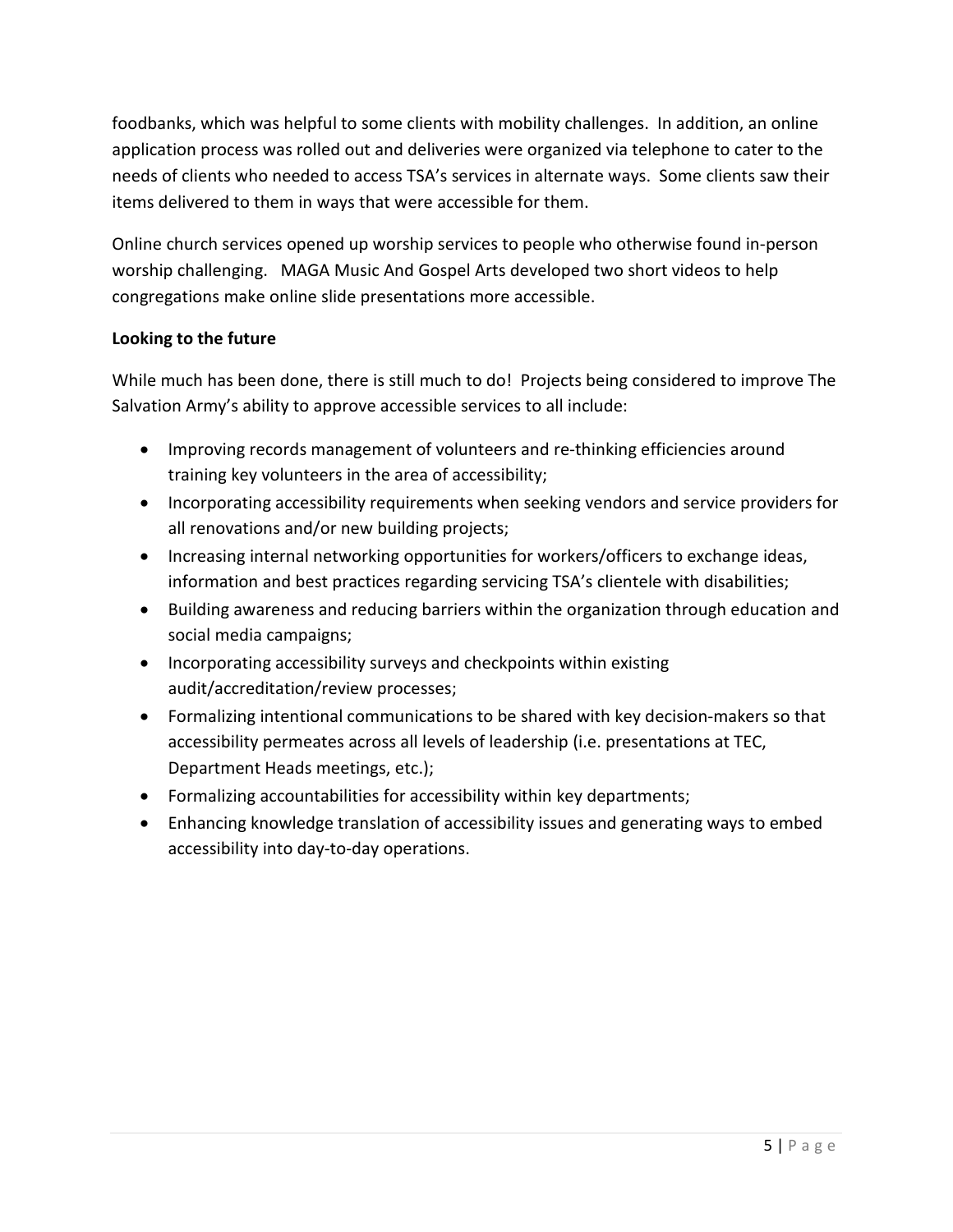foodbanks, which was helpful to some clients with mobility challenges. In addition, an online application process was rolled out and deliveries were organized via telephone to cater to the needs of clients who needed to access TSA's services in alternate ways. Some clients saw their items delivered to them in ways that were accessible for them.

Online church services opened up worship services to people who otherwise found in-person worship challenging. MAGA Music And Gospel Arts developed two short videos to help congregations make online slide presentations more accessible.

**Looking to the future**

While much has been done, there is still much to do! Projects being considered to improve The Salvation Army's ability to approve accessible services to all include:

- Improving records management of volunteers and re-thinking efficiencies around training key volunteers in the area of accessibility;
- Incorporating accessibility requirements when seeking vendors and service providers for all renovations and/or new building projects;
- Increasing internal networking opportunities for workers/officers to exchange ideas, information and best practices regarding servicing TSA's clientele with disabilities;
- Building awareness and reducing barriers within the organization through education and social media campaigns;
- Incorporating accessibility surveys and checkpoints within existing audit/accreditation/review processes;
- Formalizing intentional communications to be shared with key decision-makers so that accessibility permeates across all levels of leadership (i.e. presentations at TEC, Department Heads meetings, etc.);
- Formalizing accountabilities for accessibility within key departments;
- Enhancing knowledge translation of accessibility issues and generating ways to embed accessibility into day-to-day operations.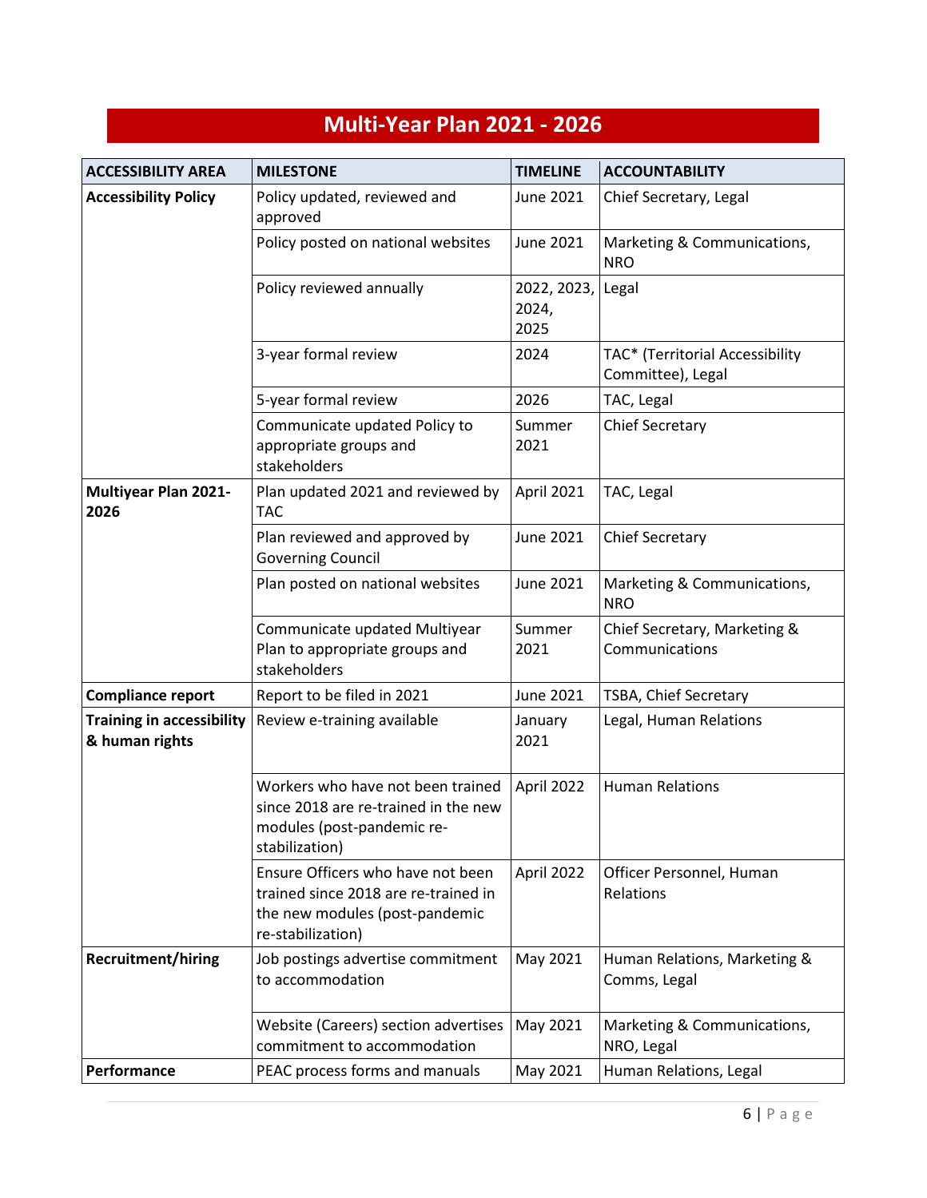# Multi-Year Plan 2021 - 2026

| ACCESSIBILITY AREA | MILESTONE | TIMELINE | ACCOUNTABILITY |
|---|---|---|---|
| **Accessibility Policy** | Policy updated, reviewed and approved | June 2021 | Chief Secretary, Legal |
| | Policy posted on national websites | June 2021 | Marketing & Communications, NRO |
| | Policy reviewed annually | 2022, 2023, 2024, 2025 | Legal |
| | 3-year formal review | 2024 | TAC* (Territorial Accessibility Committee), Legal |
| | 5-year formal review | 2026 | TAC, Legal |
| | Communicate updated Policy to appropriate groups and stakeholders | Summer 2021 | Chief Secretary |
| **Multiyear Plan 2021-2026** | Plan updated 2021 and reviewed by TAC | April 2021 | TAC, Legal |
| | Plan reviewed and approved by Governing Council | June 2021 | Chief Secretary |
| | Plan posted on national websites | June 2021 | Marketing & Communications, NRO |
| | Communicate updated Multiyear Plan to appropriate groups and stakeholders | Summer 2021 | Chief Secretary, Marketing & Communications |
| **Compliance report** | Report to be filed in 2021 | June 2021 | TSBA, Chief Secretary |
| **Training in accessibility & human rights** | Review e-training available | January 2021 | Legal, Human Relations |
| | Workers who have not been trained since 2018 are re-trained in the new modules (post-pandemic re-stabilization) | April 2022 | Human Relations |
| | Ensure Officers who have not been trained since 2018 are re-trained in the new modules (post-pandemic re-stabilization) | April 2022 | Officer Personnel, Human Relations |
| **Recruitment/hiring** | Job postings advertise commitment to accommodation | May 2021 | Human Relations, Marketing & Comms, Legal |
| | Website (Careers) section advertises commitment to accommodation | May 2021 | Marketing & Communications, NRO, Legal |
| **Performance** | PEAC process forms and manuals | May 2021 | Human Relations, Legal |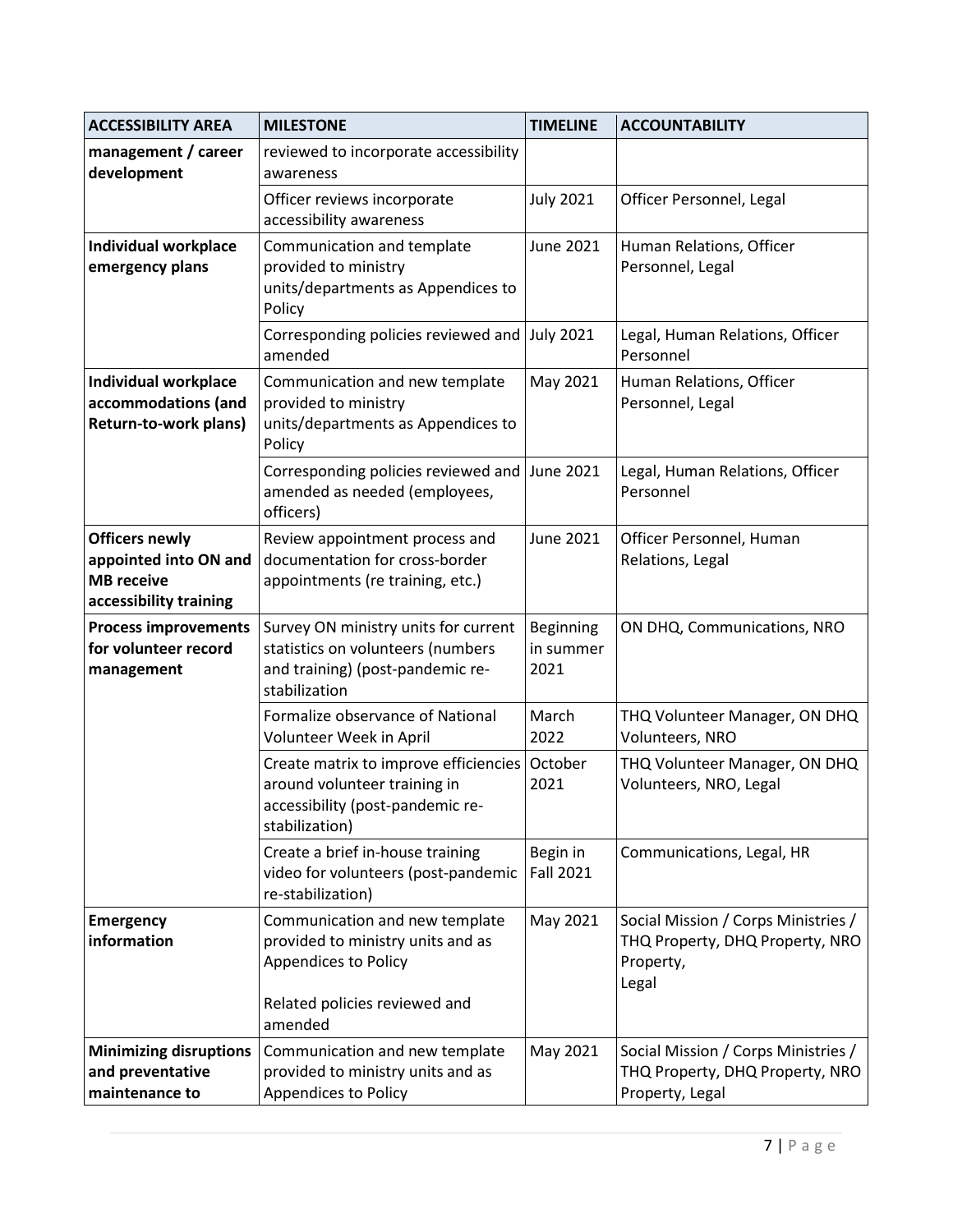| ACCESSIBILITY AREA | MILESTONE | TIMELINE | ACCOUNTABILITY |
|---|---|---|---|
| **management / career development** | reviewed to incorporate accessibility awareness | | |
| | Officer reviews incorporate accessibility awareness | July 2021 | Officer Personnel, Legal |
| **Individual workplace emergency plans** | Communication and template provided to ministry units/departments as Appendices to Policy | June 2021 | Human Relations, Officer Personnel, Legal |
| | Corresponding policies reviewed and amended | July 2021 | Legal, Human Relations, Officer Personnel |
| **Individual workplace accommodations (and Return-to-work plans)** | Communication and new template provided to ministry units/departments as Appendices to Policy | May 2021 | Human Relations, Officer Personnel, Legal |
| | Corresponding policies reviewed and amended as needed (employees, officers) | June 2021 | Legal, Human Relations, Officer Personnel |
| **Officers newly appointed into ON and MB receive accessibility training** | Review appointment process and documentation for cross-border appointments (re training, etc.) | June 2021 | Officer Personnel, Human Relations, Legal |
| **Process improvements for volunteer record management** | Survey ON ministry units for current statistics on volunteers (numbers and training) (post-pandemic re-stabilization | Beginning in summer 2021 | ON DHQ, Communications, NRO |
| | Formalize observance of National Volunteer Week in April | March 2022 | THQ Volunteer Manager, ON DHQ Volunteers, NRO |
| | Create matrix to improve efficiencies around volunteer training in accessibility (post-pandemic re-stabilization) | October 2021 | THQ Volunteer Manager, ON DHQ Volunteers, NRO, Legal |
| | Create a brief in-house training video for volunteers (post-pandemic re-stabilization) | Begin in Fall 2021 | Communications, Legal, HR |
| **Emergency information** | Communication and new template provided to ministry units and as Appendices to Policy<br><br>Related policies reviewed and amended | May 2021 | Social Mission / Corps Ministries / THQ Property, DHQ Property, NRO Property,<br>Legal |
| **Minimizing disruptions and preventative maintenance to** | Communication and new template provided to ministry units and as Appendices to Policy | May 2021 | Social Mission / Corps Ministries / THQ Property, DHQ Property, NRO Property, Legal |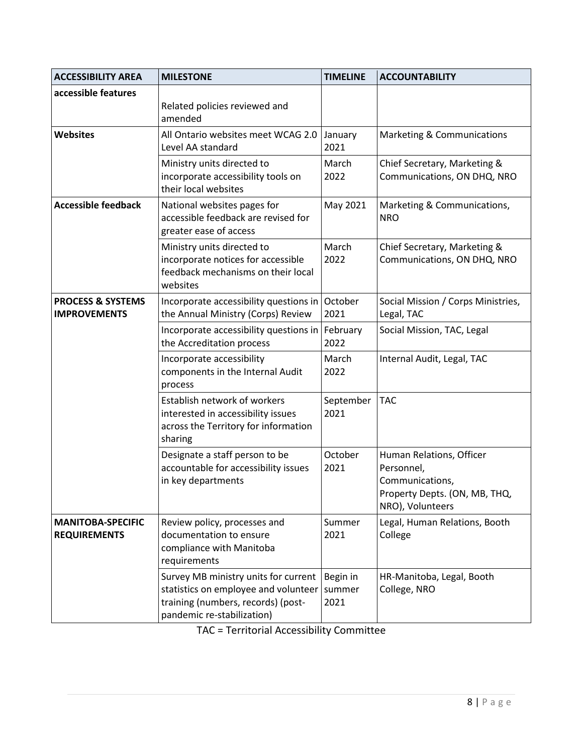| ACCESSIBILITY AREA | MILESTONE | TIMELINE | ACCOUNTABILITY |
|---|---|---|---|
| **accessible features** | Related policies reviewed and amended | | |
| **Websites** | All Ontario websites meet WCAG 2.0 Level AA standard | January 2021 | Marketing & Communications |
| | Ministry units directed to incorporate accessibility tools on their local websites | March 2022 | Chief Secretary, Marketing & Communications, ON DHQ, NRO |
| **Accessible feedback** | National websites pages for accessible feedback are revised for greater ease of access | May 2021 | Marketing & Communications, NRO |
| | Ministry units directed to incorporate notices for accessible feedback mechanisms on their local websites | March 2022 | Chief Secretary, Marketing & Communications, ON DHQ, NRO |
| **PROCESS & SYSTEMS IMPROVEMENTS** | Incorporate accessibility questions in the Annual Ministry (Corps) Review | October 2021 | Social Mission / Corps Ministries, Legal, TAC |
| | Incorporate accessibility questions in the Accreditation process | February 2022 | Social Mission, TAC, Legal |
| | Incorporate accessibility components in the Internal Audit process | March 2022 | Internal Audit, Legal, TAC |
| | Establish network of workers interested in accessibility issues across the Territory for information sharing | September 2021 | TAC |
| | Designate a staff person to be accountable for accessibility issues in key departments | October 2021 | Human Relations, Officer Personnel, Communications, Property Depts. (ON, MB, THQ, NRO), Volunteers |
| **MANITOBA-SPECIFIC REQUIREMENTS** | Review policy, processes and documentation to ensure compliance with Manitoba requirements | Summer 2021 | Legal, Human Relations, Booth College |
| | Survey MB ministry units for current statistics on employee and volunteer training (numbers, records) (post-pandemic re-stabilization) | Begin in summer 2021 | HR-Manitoba, Legal, Booth College, NRO |

TAC = Territorial Accessibility Committee